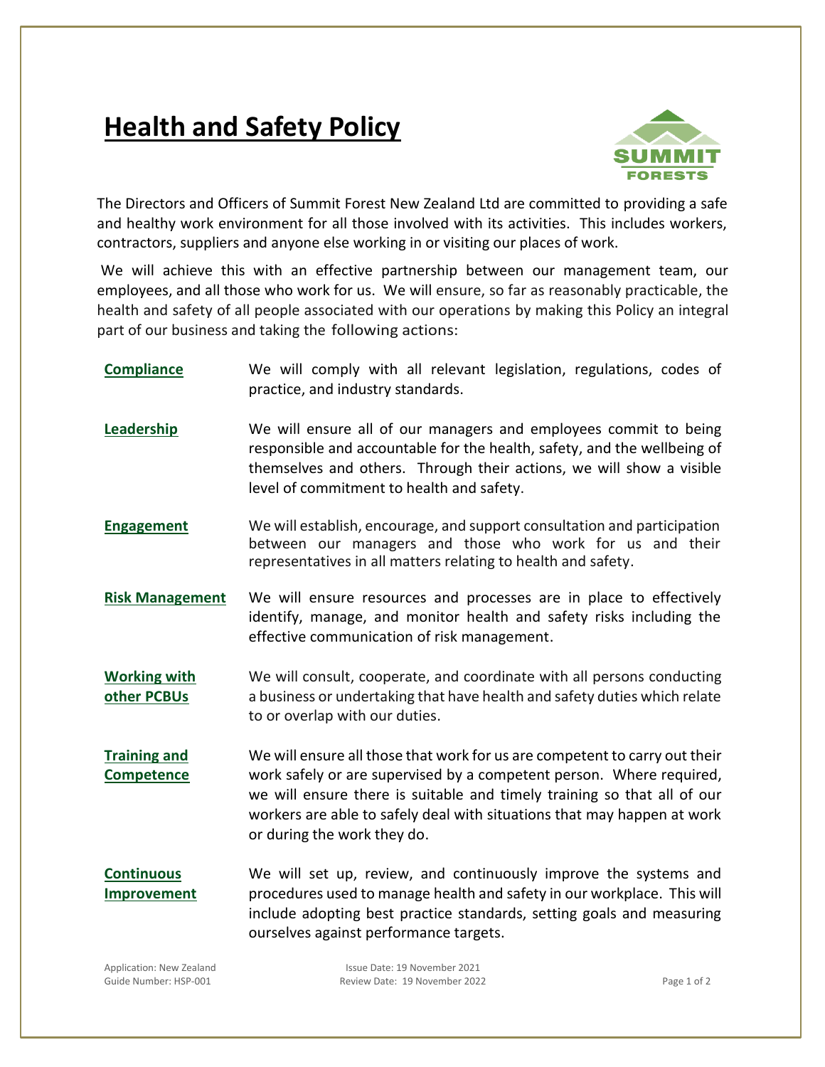# Health and Safety Policy

The Directors and Officers of Summit Forest New Zealand Ltd are committed to providing a safe and healthy work environment for all those involved with its activities. This includes workers, contractors, suppliers and anyone else working in or visiting our places of work.

We will achieve this with an effective partnership between our management team, our employees, and all those who work for us. We will ensure, so far as reasonably practicable, the health and safety of all people associated with our operations by making this Policy an integral part of our business and taking the following actions:

**Compliance**
We will comply with all relevant legislation, regulations, codes of practice, and industry standards.

**Leadership**
We will ensure all of our managers and employees commit to being responsible and accountable for the health, safety, and the wellbeing of themselves and others. Through their actions, we will show a visible level of commitment to health and safety.

**Engagement**
We will establish, encourage, and support consultation and participation between our managers and those who work for us and their representatives in all matters relating to health and safety.

**Risk Management**
We will ensure resources and processes are in place to effectively identify, manage, and monitor health and safety risks including the effective communication of risk management.

**Working with other PCBUs**
We will consult, cooperate, and coordinate with all persons conducting a business or undertaking that have health and safety duties which relate to or overlap with our duties.

**Training and Competence**
We will ensure all those that work for us are competent to carry out their work safely or are supervised by a competent person. Where required, we will ensure there is suitable and timely training so that all of our workers are able to safely deal with situations that may happen at work or during the work they do.

**Continuous Improvement**
We will set up, review, and continuously improve the systems and procedures used to manage health and safety in our workplace. This will include adopting best practice standards, setting goals and measuring ourselves against performance targets.

Application: New Zealand
Guide Number: HSP-001
Issue Date: 19 November 2021
Review Date: 19 November 2022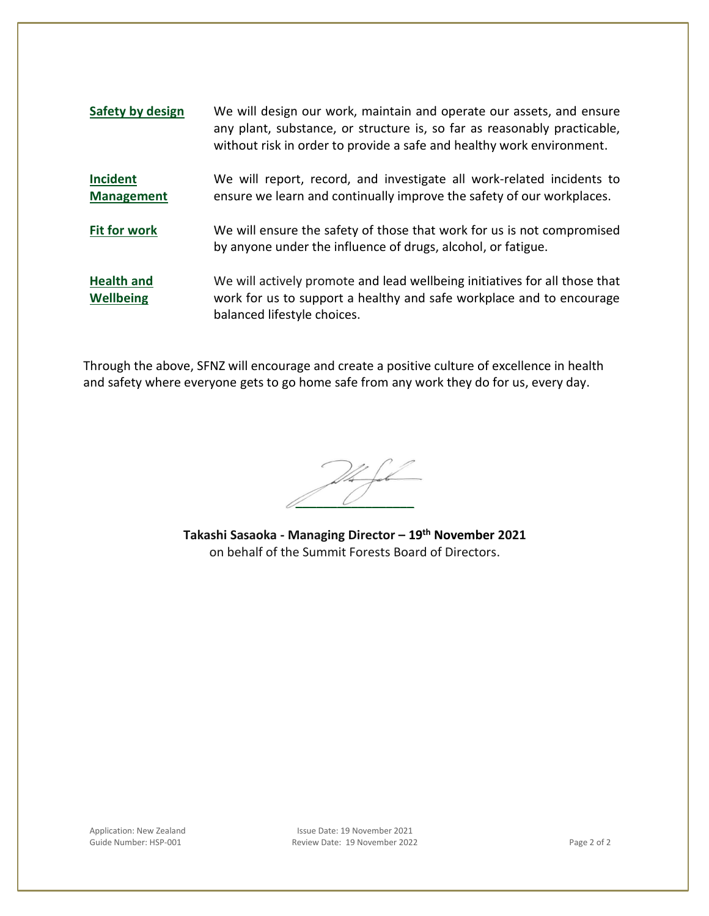| | |
|---|---|
| **Safety by design** | We will design our work, maintain and operate our assets, and ensure any plant, substance, or structure is, so far as reasonably practicable, without risk in order to provide a safe and healthy work environment. |
| **Incident Management** | We will report, record, and investigate all work-related incidents to ensure we learn and continually improve the safety of our workplaces. |
| **Fit for work** | We will ensure the safety of those that work for us is not compromised by anyone under the influence of drugs, alcohol, or fatigue. |
| **Health and Wellbeing** | We will actively promote and lead wellbeing initiatives for all those that work for us to support a healthy and safe workplace and to encourage balanced lifestyle choices. |

Through the above, SFNZ will encourage and create a positive culture of excellence in health and safety where everyone gets to go home safe from any work they do for us, every day.

**Takashi Sasaoka - Managing Director – 19th November 2021**
on behalf of the Summit Forests Board of Directors.

Application: New Zealand
Guide Number: HSP-001

Issue Date: 19 November 2021
Review Date: 19 November 2022